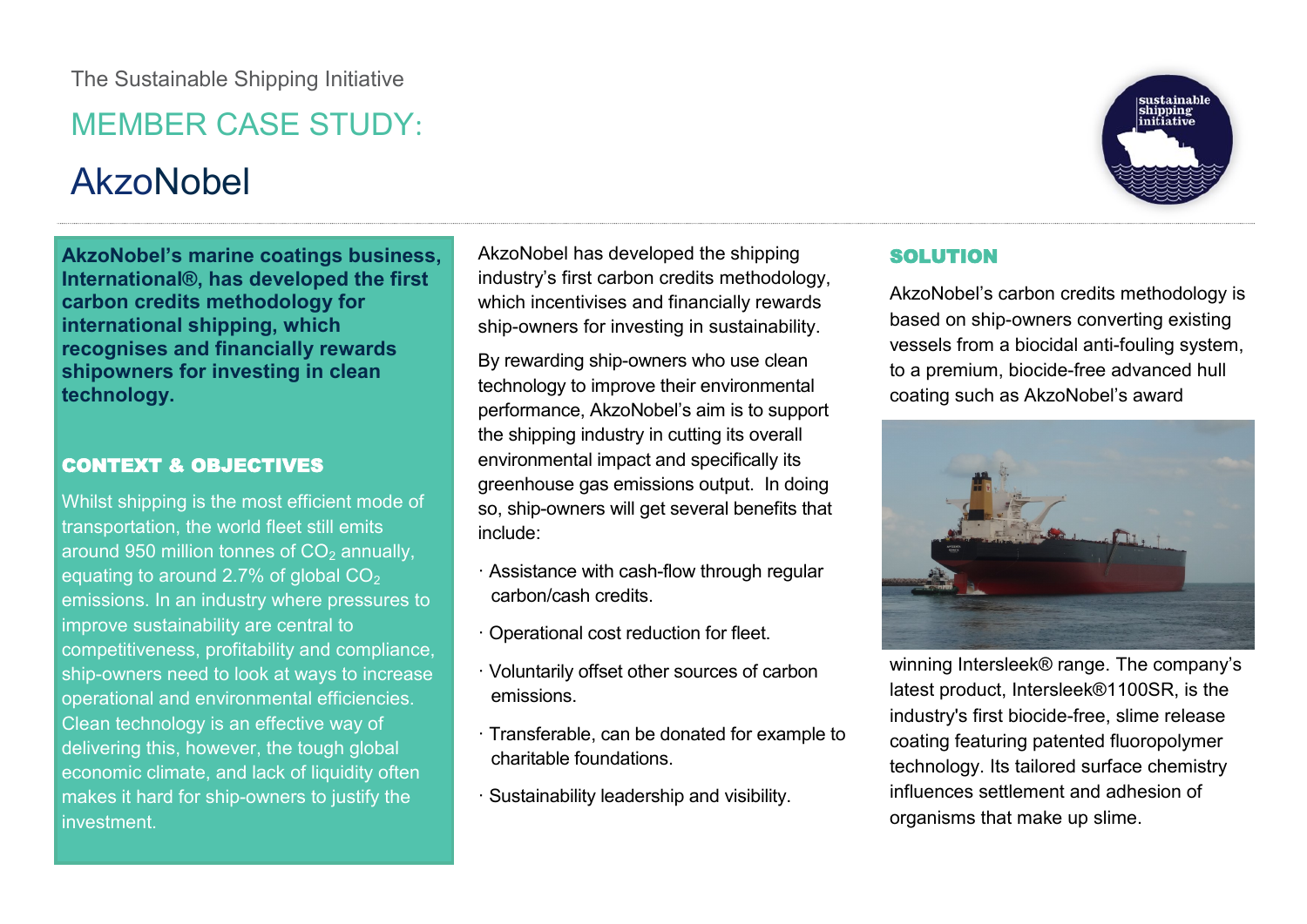The Sustainable Shipping Initiative

# MEMBER CASE STUDY:

# AkzoNobel

**AkzoNobel's marine coatings business, International®, has developed the first carbon credits methodology for international shipping, which recognises and financially rewards shipowners for investing in clean technology.**

## CONTEXT & OBJECTIVES

Whilst shipping is the most efficient mode of transportation, the world fleet still emits around 950 million tonnes of $CO_2$ annually, equating to around 2.7% of global $CO_2$ emissions. In an industry where pressures to improve sustainability are central to competitiveness, profitability and compliance, ship-owners need to look at ways to increase operational and environmental efficiencies. Clean technology is an effective way of delivering this, however, the tough global economic climate, and lack of liquidity often makes it hard for ship-owners to justify the investment.

AkzoNobel has developed the shipping industry's first carbon credits methodology, which incentivises and financially rewards ship-owners for investing in sustainability.

By rewarding ship-owners who use clean technology to improve their environmental performance, AkzoNobel's aim is to support the shipping industry in cutting its overall environmental impact and specifically its greenhouse gas emissions output. In doing so, ship-owners will get several benefits that include:

- Assistance with cash-flow through regular carbon/cash credits.
- Operational cost reduction for fleet.
- Voluntarily offset other sources of carbon emissions.
- Transferable, can be donated for example to charitable foundations.
- Sustainability leadership and visibility.

## SOLUTION

AkzoNobel's carbon credits methodology is based on ship-owners converting existing vessels from a biocidal anti-fouling system, to a premium, biocide-free advanced hull coating such as AkzoNobel's award winning Intersleek® range. The company's latest product, Intersleek®1100SR, is the industry's first biocide-free, slime release coating featuring patented fluoropolymer technology. Its tailored surface chemistry influences settlement and adhesion of organisms that make up slime.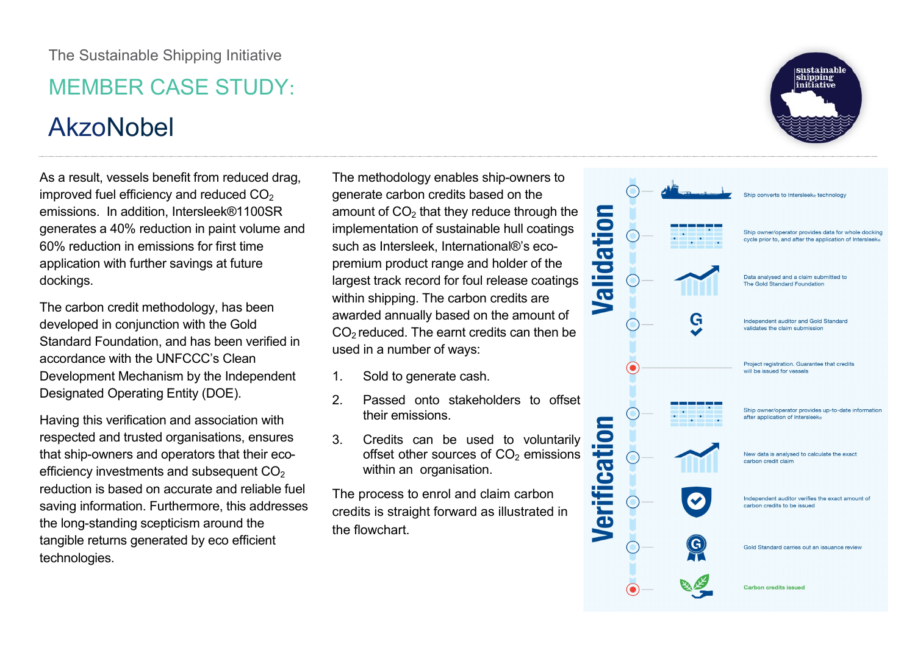The Sustainable Shipping Initiative

## MEMBER CASE STUDY:

# AkzoNobel

As a result, vessels benefit from reduced drag, improved fuel efficiency and reduced $CO_2$ emissions. In addition, Intersleek®1100SR generates a 40% reduction in paint volume and 60% reduction in emissions for first time application with further savings at future dockings.

The carbon credit methodology, has been developed in conjunction with the Gold Standard Foundation, and has been verified in accordance with the UNFCCC's Clean Development Mechanism by the Independent Designated Operating Entity (DOE).

Having this verification and association with respected and trusted organisations, ensures that ship-owners and operators that their eco-efficiency investments and subsequent $CO_2$ reduction is based on accurate and reliable fuel saving information. Furthermore, this addresses the long-standing scepticism around the tangible returns generated by eco efficient technologies.

The methodology enables ship-owners to generate carbon credits based on the amount of $CO_2$ that they reduce through the implementation of sustainable hull coatings such as Intersleek, International®'s eco-premium product range and holder of the largest track record for foul release coatings within shipping. The carbon credits are awarded annually based on the amount of $CO_2$ reduced. The earnt credits can then be used in a number of ways:

1. Sold to generate cash.
2. Passed onto stakeholders to offset their emissions.
3. Credits can be used to voluntarily offset other sources of $CO_2$ emissions within an organisation.

The process to enrol and claim carbon credits is straight forward as illustrated in the flowchart.

**Validation**

- Ship converts to Intersleek® technology
- Ship owner/operator provides data for whole docking cycle prior to, and after the application of Intersleek®
- Data analysed and a claim submitted to The Gold Standard Foundation
- Independent auditor and Gold Standard validates the claim submission
- Project registration. Guarantee that credits will be issued for vessels

**Verification**

- Ship owner/operator provides up-to-date information after application of Intersleek®
- New data is analysed to calculate the exact carbon credit claim
- Independent auditor verifies the exact amount of carbon credits to be issued
- Gold Standard carries out an issuance review
- Carbon credits issued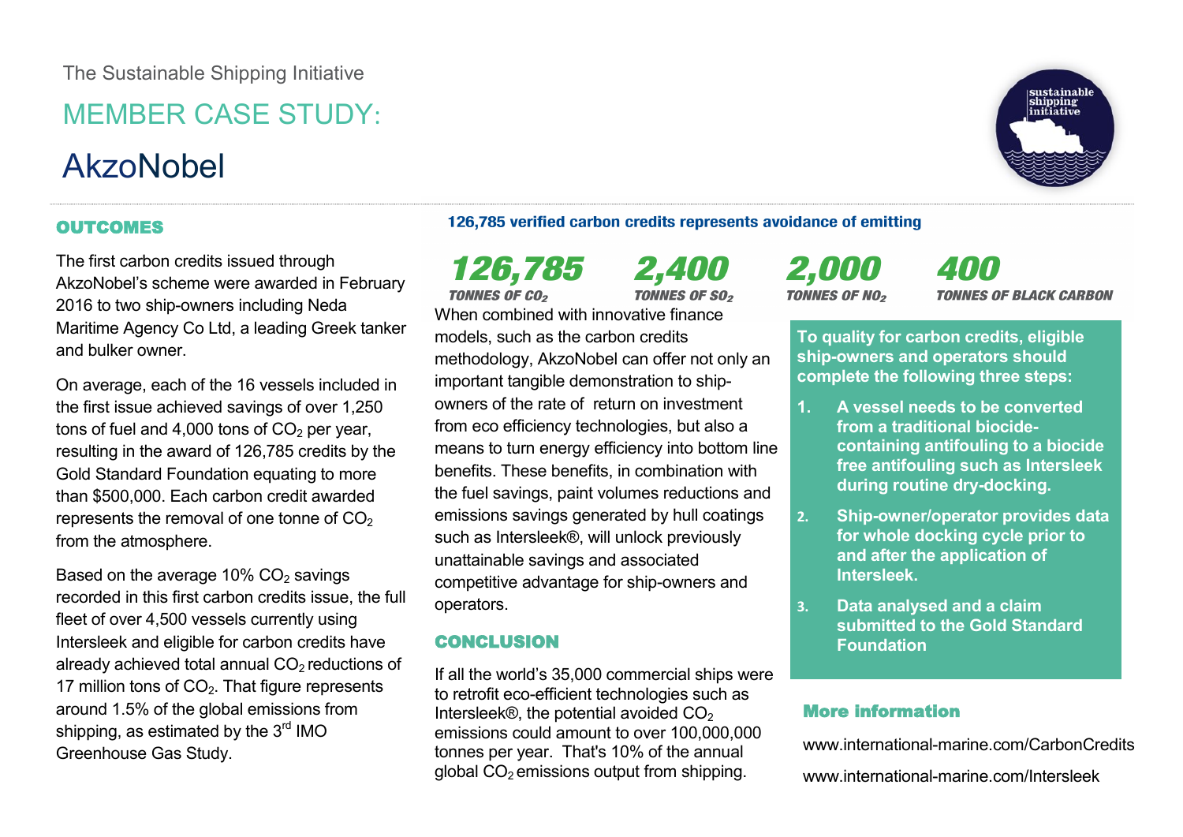The Sustainable Shipping Initiative

# MEMBER CASE STUDY:

# AkzoNobel

## OUTCOMES

The first carbon credits issued through AkzoNobel's scheme were awarded in February 2016 to two ship-owners including Neda Maritime Agency Co Ltd, a leading Greek tanker and bulker owner.

On average, each of the 16 vessels included in the first issue achieved savings of over 1,250 tons of fuel and 4,000 tons of $CO_2$ per year, resulting in the award of 126,785 credits by the Gold Standard Foundation equating to more than $500,000. Each carbon credit awarded represents the removal of one tonne of $CO_2$ from the atmosphere.

Based on the average 10% $CO_2$ savings recorded in this first carbon credits issue, the full fleet of over 4,500 vessels currently using Intersleek and eligible for carbon credits have already achieved total annual $CO_2$ reductions of 17 million tons of $CO_2$. That figure represents around 1.5% of the global emissions from shipping, as estimated by the 3rd IMO Greenhouse Gas Study.

**126,785 verified carbon credits represents avoidance of emitting**

**126,785** *TONNES OF $CO_2$*

**2,400** *TONNES OF $SO_2$*

**2,000** *TONNES OF $NO_2$*

**400** *TONNES OF BLACK CARBON*

When combined with innovative finance models, such as the carbon credits methodology, AkzoNobel can offer not only an important tangible demonstration to ship-owners of the rate of return on investment from eco efficiency technologies, but also a means to turn energy efficiency into bottom line benefits. These benefits, in combination with the fuel savings, paint volumes reductions and emissions savings generated by hull coatings such as Intersleek®, will unlock previously unattainable savings and associated competitive advantage for ship-owners and operators.

## CONCLUSION

If all the world's 35,000 commercial ships were to retrofit eco-efficient technologies such as Intersleek®, the potential avoided $CO_2$ emissions could amount to over 100,000,000 tonnes per year. That's 10% of the annual global $CO_2$ emissions output from shipping.

**To quality for carbon credits, eligible ship-owners and operators should complete the following three steps:**

1. **A vessel needs to be converted from a traditional biocide-containing antifouling to a biocide free antifouling such as Intersleek during routine dry-docking.**
2. **Ship-owner/operator provides data for whole docking cycle prior to and after the application of Intersleek.**
3. **Data analysed and a claim submitted to the Gold Standard Foundation**

## More information

www.international-marine.com/CarbonCredits

www.international-marine.com/Intersleek